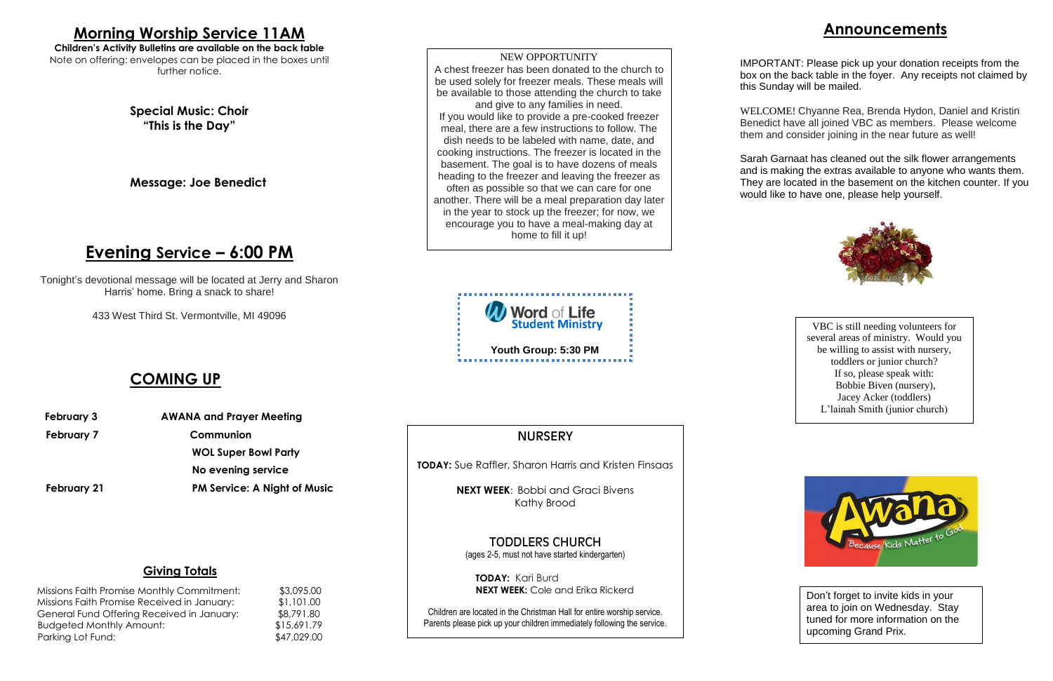# Morning Worship Service 11AM

**Children's Activity Bulletins are available on the back table**

Note on offering: envelopes can be placed in the boxes until further notice.

**Special Music: Choir**
**"This is the Day"**

**Message: Joe Benedict**

# Evening Service – 6:00 PM

Tonight's devotional message will be located at Jerry and Sharon Harris' home. Bring a snack to share!

433 West Third St. Vermontville, MI 49096

## COMING UP

| | |
|---|---|
| **February 3** | **AWANA and Prayer Meeting** |
| **February 7** | **Communion** |
| | **WOL Super Bowl Party** |
| | **No evening service** |
| **February 21** | **PM Service: A Night of Music** |

## Giving Totals

| | |
|---|---|
| Missions Faith Promise Monthly Commitment: | $3,095.00 |
| Missions Faith Promise Received in January: | $1,101.00 |
| General Fund Offering Received in January: | $8,791.80 |
| Budgeted Monthly Amount: | $15,691.79 |
| Parking Lot Fund: | $47,029.00 |

NEW OPPORTUNITY

A chest freezer has been donated to the church to be used solely for freezer meals. These meals will be available to those attending the church to take and give to any families in need.

If you would like to provide a pre-cooked freezer meal, there are a few instructions to follow. The dish needs to be labeled with name, date, and cooking instructions. The freezer is located in the basement. The goal is to have dozens of meals heading to the freezer and leaving the freezer as often as possible so that we can care for one another. There will be a meal preparation day later in the year to stock up the freezer; for now, we encourage you to have a meal-making day at home to fill it up!

Word of Life Student Ministry

**Youth Group: 5:30 PM**

## NURSERY

**TODAY:** Sue Raffler, Sharon Harris and Kristen Finsaas

**NEXT WEEK**: Bobbi and Graci Bivens
Kathy Brood

## TODDLERS CHURCH

(ages 2-5, must not have started kindergarten)

**TODAY:** Kari Burd
**NEXT WEEK:** Cole and Erika Rickerd

Children are located in the Christman Hall for entire worship service. Parents please pick up your children immediately following the service.

# Announcements

IMPORTANT: Please pick up your donation receipts from the box on the back table in the foyer. Any receipts not claimed by this Sunday will be mailed.

WELCOME! Chyanne Rea, Brenda Hydon, Daniel and Kristin Benedict have all joined VBC as members. Please welcome them and consider joining in the near future as well!

Sarah Garnaat has cleaned out the silk flower arrangements and is making the extras available to anyone who wants them. They are located in the basement on the kitchen counter. If you would like to have one, please help yourself.

VBC is still needing volunteers for several areas of ministry. Would you be willing to assist with nursery, toddlers or junior church?
If so, please speak with:
Bobbie Biven (nursery),
Jacey Acker (toddlers)
L'lainah Smith (junior church)

Awana – Because Kids Matter to God

Don't forget to invite kids in your area to join on Wednesday. Stay tuned for more information on the upcoming Grand Prix.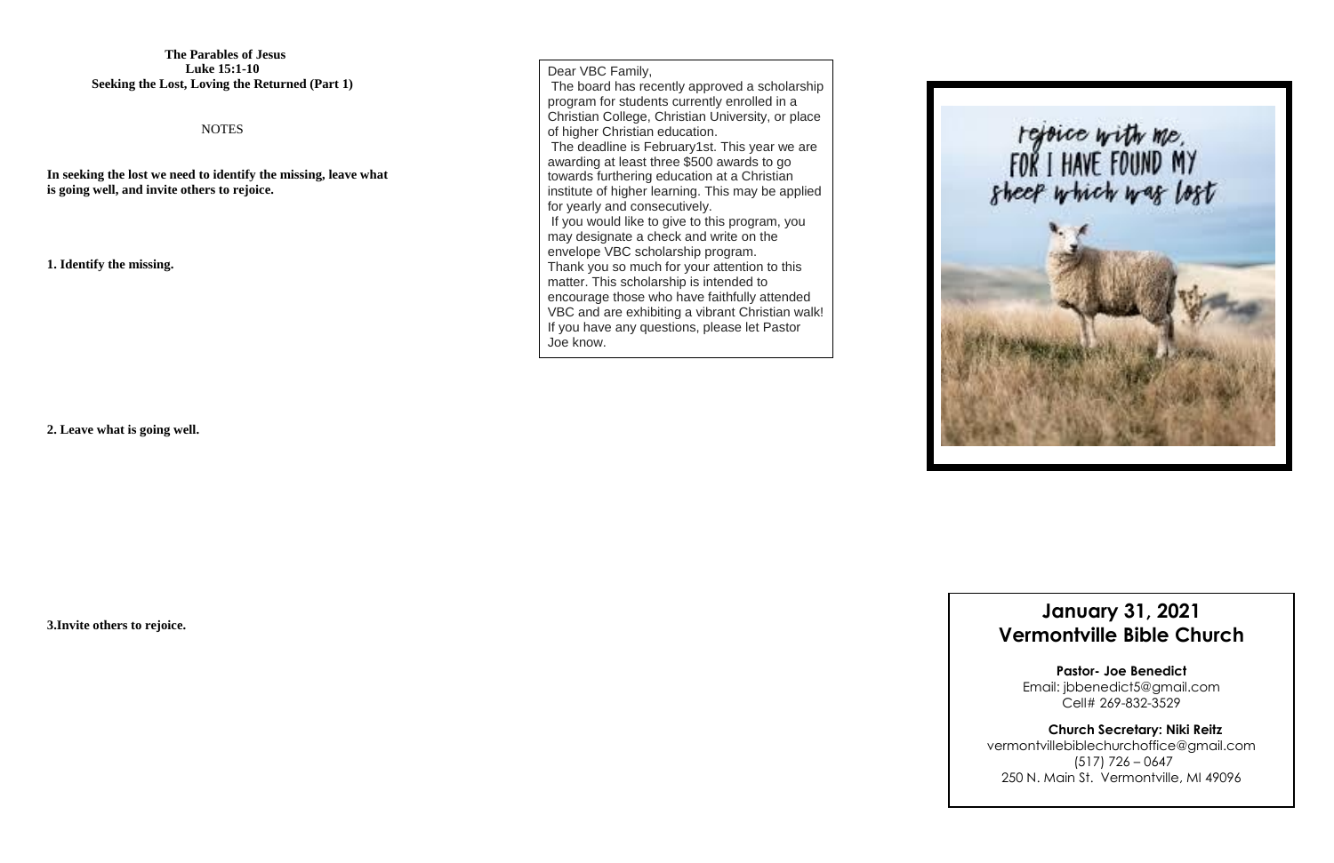**The Parables of Jesus**
**Luke 15:1-10**
**Seeking the Lost, Loving the Returned (Part 1)**

NOTES

**In seeking the lost we need to identify the missing, leave what is going well, and invite others to rejoice.**

**1. Identify the missing.**

**2. Leave what is going well.**

**3.Invite others to rejoice.**

Dear VBC Family,

The board has recently approved a scholarship program for students currently enrolled in a Christian College, Christian University, or place of higher Christian education.

The deadline is February1st. This year we are awarding at least three $500 awards to go towards furthering education at a Christian institute of higher learning. This may be applied for yearly and consecutively.

If you would like to give to this program, you may designate a check and write on the envelope VBC scholarship program.

Thank you so much for your attention to this matter. This scholarship is intended to encourage those who have faithfully attended VBC and are exhibiting a vibrant Christian walk! If you have any questions, please let Pastor Joe know.

rejoice with me, FOR I HAVE FOUND MY sheep which was lost

## January 31, 2021
## Vermontville Bible Church

**Pastor- Joe Benedict**
Email: jbbenedict5@gmail.com
Cell# 269-832-3529

**Church Secretary: Niki Reitz**
vermontvillebiblechurchoffice@gmail.com
(517) 726 – 0647
250 N. Main St. Vermontville, MI 49096